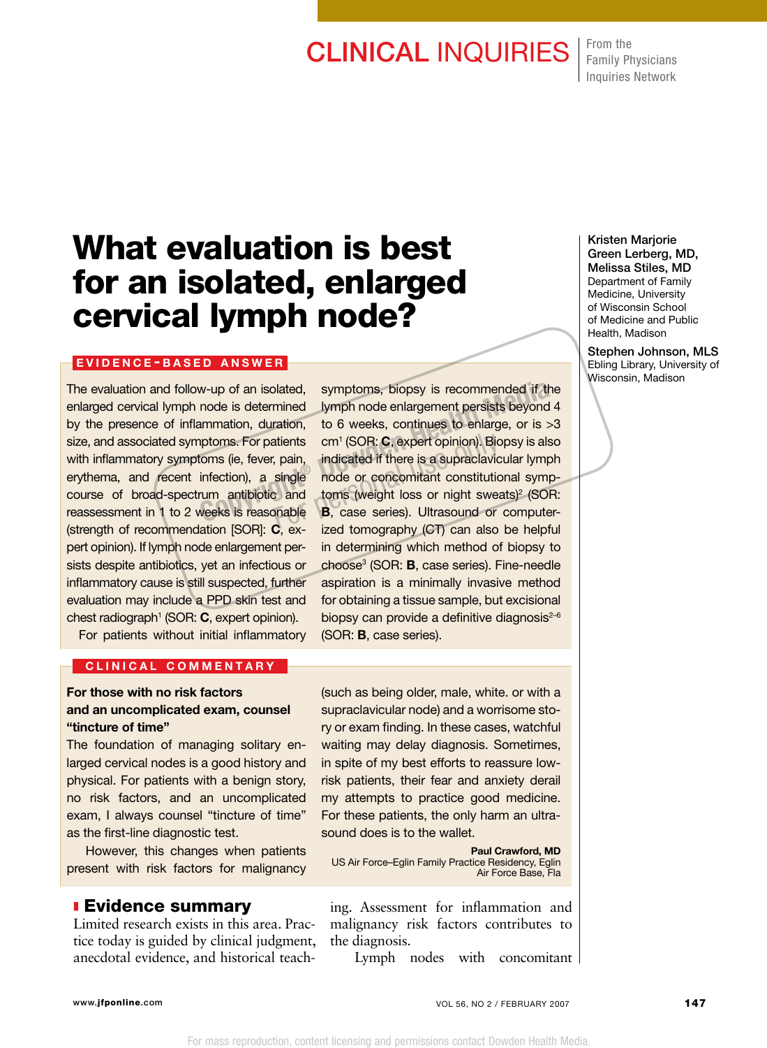CLINICAL INQUIRIES

From the Family Physicians Inquiries Network

# What evaluation is best for an isolated, enlarged cervical lymph node?

**Kristen Marjorie Green Lerberg, MD, Melissa Stiles, MD**
Department of Family Medicine, University of Wisconsin School of Medicine and Public Health, Madison

**Stephen Johnson, MLS**
Ebling Library, University of Wisconsin, Madison

## EVIDENCE-BASED ANSWER

The evaluation and follow-up of an isolated, enlarged cervical lymph node is determined by the presence of inflammation, duration, size, and associated symptoms. For patients with inflammatory symptoms (ie, fever, pain, erythema, and recent infection), a single course of broad-spectrum antibiotic and reassessment in 1 to 2 weeks is reasonable (strength of recommendation [SOR]: **C**, expert opinion). If lymph node enlargement persists despite antibiotics, yet an infectious or inflammatory cause is still suspected, further evaluation may include a PPD skin test and chest radiograph[1] (SOR: **C**, expert opinion).

For patients without initial inflammatory symptoms, biopsy is recommended if the lymph node enlargement persists beyond 4 to 6 weeks, continues to enlarge, or is >3 cm[1] (SOR: **C**, expert opinion). Biopsy is also indicated if there is a supraclavicular lymph node or concomitant constitutional symptoms (weight loss or night sweats)[2] (SOR: **B**, case series). Ultrasound or computerized tomography (CT) can also be helpful in determining which method of biopsy to choose[3] (SOR: **B**, case series). Fine-needle aspiration is a minimally invasive method for obtaining a tissue sample, but excisional biopsy can provide a definitive diagnosis[2–6] (SOR: **B**, case series).

## CLINICAL COMMENTARY

**For those with no risk factors and an uncomplicated exam, counsel "tincture of time"**

The foundation of managing solitary enlarged cervical nodes is a good history and physical. For patients with a benign story, no risk factors, and an uncomplicated exam, I always counsel "tincture of time" as the first-line diagnostic test.

However, this changes when patients present with risk factors for malignancy (such as being older, male, white. or with a supraclavicular node) and a worrisome story or exam finding. In these cases, watchful waiting may delay diagnosis. Sometimes, in spite of my best efforts to reassure low-risk patients, their fear and anxiety derail my attempts to practice good medicine. For these patients, the only harm an ultrasound does is to the wallet.

**Paul Crawford, MD**
US Air Force–Eglin Family Practice Residency, Eglin Air Force Base, Fla

## Evidence summary

Limited research exists in this area. Practice today is guided by clinical judgment, anecdotal evidence, and historical teaching. Assessment for inflammation and malignancy risk factors contributes to the diagnosis.

Lymph nodes with concomitant

For mass reproduction, content licensing and permissions contact Dowden Health Media.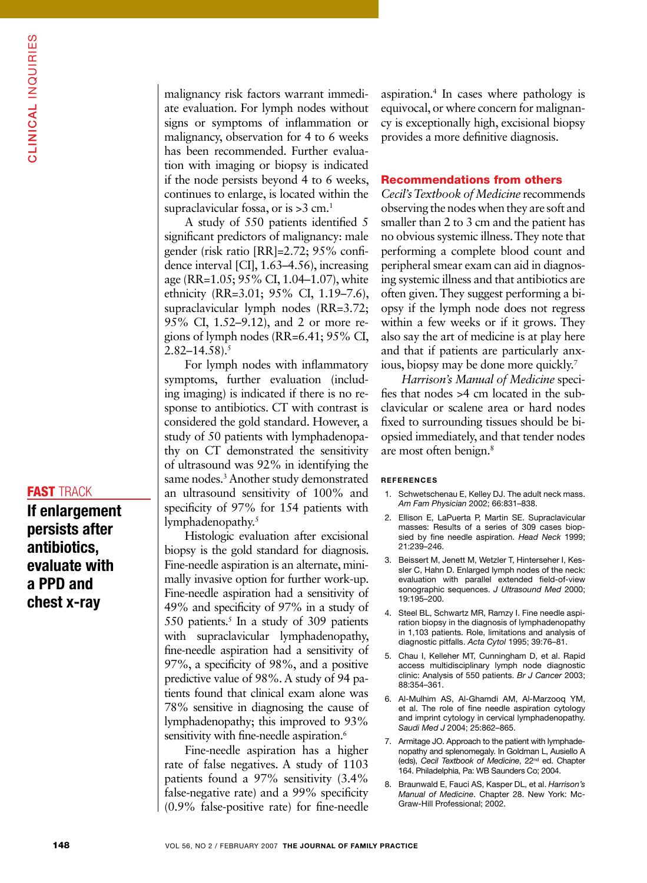malignancy risk factors warrant immediate evaluation. For lymph nodes without signs or symptoms of inflammation or malignancy, observation for 4 to 6 weeks has been recommended. Further evaluation with imaging or biopsy is indicated if the node persists beyond 4 to 6 weeks, continues to enlarge, is located within the supraclavicular fossa, or is >3 cm.[1]

A study of 550 patients identified 5 significant predictors of malignancy: male gender (risk ratio [RR]=2.72; 95% confidence interval [CI], 1.63–4.56), increasing age (RR=1.05; 95% CI, 1.04–1.07), white ethnicity (RR=3.01; 95% CI, 1.19–7.6), supraclavicular lymph nodes (RR=3.72; 95% CI, 1.52–9.12), and 2 or more regions of lymph nodes (RR=6.41; 95% CI, 2.82–14.58).[5]

For lymph nodes with inflammatory symptoms, further evaluation (including imaging) is indicated if there is no response to antibiotics. CT with contrast is considered the gold standard. However, a study of 50 patients with lymphadenopathy on CT demonstrated the sensitivity of ultrasound was 92% in identifying the same nodes.[3] Another study demonstrated an ultrasound sensitivity of 100% and specificity of 97% for 154 patients with lymphadenopathy.[5]

**FAST TRACK**

**If enlargement persists after antibiotics, evaluate with a PPD and chest x-ray**

Histologic evaluation after excisional biopsy is the gold standard for diagnosis. Fine-needle aspiration is an alternate, minimally invasive option for further work-up. Fine-needle aspiration had a sensitivity of 49% and specificity of 97% in a study of 550 patients.[5] In a study of 309 patients with supraclavicular lymphadenopathy, fine-needle aspiration had a sensitivity of 97%, a specificity of 98%, and a positive predictive value of 98%. A study of 94 patients found that clinical exam alone was 78% sensitive in diagnosing the cause of lymphadenopathy; this improved to 93% sensitivity with fine-needle aspiration.[6]

Fine-needle aspiration has a higher rate of false negatives. A study of 1103 patients found a 97% sensitivity (3.4% false-negative rate) and a 99% specificity (0.9% false-positive rate) for fine-needle aspiration.[4] In cases where pathology is equivocal, or where concern for malignancy is exceptionally high, excisional biopsy provides a more definitive diagnosis.

## Recommendations from others

*Cecil's Textbook of Medicine* recommends observing the nodes when they are soft and smaller than 2 to 3 cm and the patient has no obvious systemic illness. They note that performing a complete blood count and peripheral smear exam can aid in diagnosing systemic illness and that antibiotics are often given. They suggest performing a biopsy if the lymph node does not regress within a few weeks or if it grows. They also say the art of medicine is at play here and that if patients are particularly anxious, biopsy may be done more quickly.[7]

*Harrison's Manual of Medicine* specifies that nodes >4 cm located in the subclavicular or scalene area or hard nodes fixed to surrounding tissues should be biopsied immediately, and that tender nodes are most often benign.[8]

### REFERENCES

1. Schwetschenau E, Kelley DJ. The adult neck mass. *Am Fam Physician* 2002; 66:831–838.
2. Ellison E, LaPuerta P, Martin SE. Supraclavicular masses: Results of a series of 309 cases biopsied by fine needle aspiration. *Head Neck* 1999; 21:239–246.
3. Beissert M, Jenett M, Wetzler T, Hinterseher I, Kessler C, Hahn D. Enlarged lymph nodes of the neck: evaluation with parallel extended field-of-view sonographic sequences. *J Ultrasound Med* 2000; 19:195–200.
4. Steel BL, Schwartz MR, Ramzy I. Fine needle aspiration biopsy in the diagnosis of lymphadenopathy in 1,103 patients. Role, limitations and analysis of diagnostic pitfalls. *Acta Cytol* 1995; 39:76–81.
5. Chau I, Kelleher MT, Cunningham D, et al. Rapid access multidisciplinary lymph node diagnostic clinic: Analysis of 550 patients. *Br J Cancer* 2003; 88:354–361.
6. Al-Mulhim AS, Al-Ghamdi AM, Al-Marzooq YM, et al. The role of fine needle aspiration cytology and imprint cytology in cervical lymphadenopathy. *Saudi Med J* 2004; 25:862–865.
7. Armitage JO. Approach to the patient with lymphadenopathy and splenomegaly. In Goldman L, Ausiello A (eds), *Cecil Textbook of Medicine*, 22nd ed. Chapter 164. Philadelphia, Pa: WB Saunders Co; 2004.
8. Braunwald E, Fauci AS, Kasper DL, et al. *Harrison's Manual of Medicine*. Chapter 28. New York: McGraw-Hill Professional; 2002.